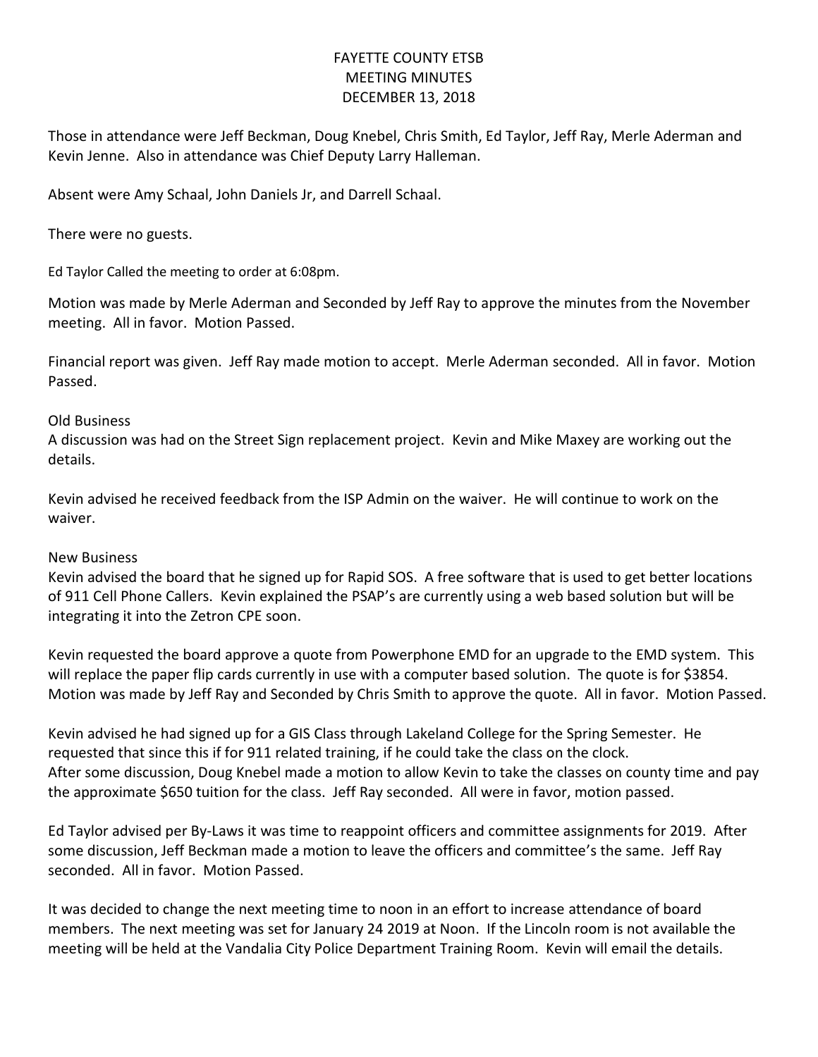# FAYETTE COUNTY ETSB
## MEETING MINUTES
## DECEMBER 13, 2018

Those in attendance were Jeff Beckman, Doug Knebel, Chris Smith, Ed Taylor, Jeff Ray, Merle Aderman and Kevin Jenne. Also in attendance was Chief Deputy Larry Halleman.

Absent were Amy Schaal, John Daniels Jr, and Darrell Schaal.

There were no guests.

Ed Taylor Called the meeting to order at 6:08pm.

Motion was made by Merle Aderman and Seconded by Jeff Ray to approve the minutes from the November meeting. All in favor. Motion Passed.

Financial report was given. Jeff Ray made motion to accept. Merle Aderman seconded. All in favor. Motion Passed.

Old Business

A discussion was had on the Street Sign replacement project. Kevin and Mike Maxey are working out the details.

Kevin advised he received feedback from the ISP Admin on the waiver. He will continue to work on the waiver.

New Business

Kevin advised the board that he signed up for Rapid SOS. A free software that is used to get better locations of 911 Cell Phone Callers. Kevin explained the PSAP's are currently using a web based solution but will be integrating it into the Zetron CPE soon.

Kevin requested the board approve a quote from Powerphone EMD for an upgrade to the EMD system. This will replace the paper flip cards currently in use with a computer based solution. The quote is for $3854. Motion was made by Jeff Ray and Seconded by Chris Smith to approve the quote. All in favor. Motion Passed.

Kevin advised he had signed up for a GIS Class through Lakeland College for the Spring Semester. He requested that since this if for 911 related training, if he could take the class on the clock.
After some discussion, Doug Knebel made a motion to allow Kevin to take the classes on county time and pay the approximate $650 tuition for the class. Jeff Ray seconded. All were in favor, motion passed.

Ed Taylor advised per By-Laws it was time to reappoint officers and committee assignments for 2019. After some discussion, Jeff Beckman made a motion to leave the officers and committee's the same. Jeff Ray seconded. All in favor. Motion Passed.

It was decided to change the next meeting time to noon in an effort to increase attendance of board members. The next meeting was set for January 24 2019 at Noon. If the Lincoln room is not available the meeting will be held at the Vandalia City Police Department Training Room. Kevin will email the details.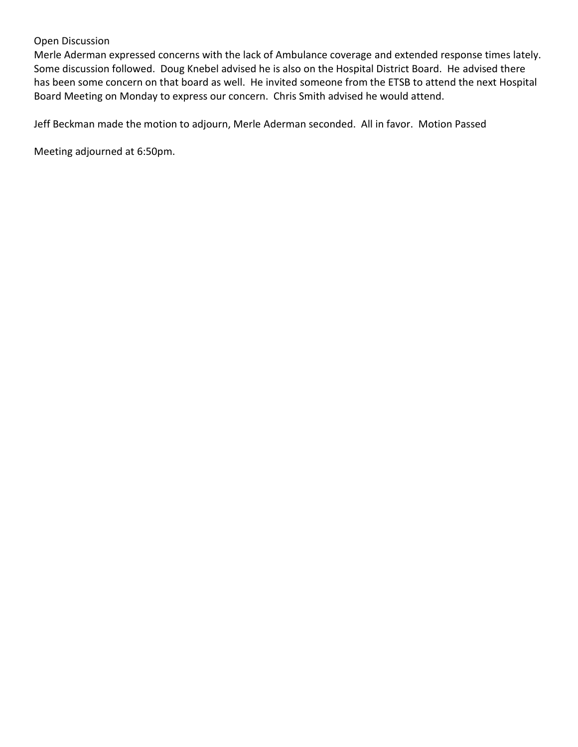Open Discussion

Merle Aderman expressed concerns with the lack of Ambulance coverage and extended response times lately. Some discussion followed. Doug Knebel advised he is also on the Hospital District Board. He advised there has been some concern on that board as well. He invited someone from the ETSB to attend the next Hospital Board Meeting on Monday to express our concern. Chris Smith advised he would attend.

Jeff Beckman made the motion to adjourn, Merle Aderman seconded. All in favor. Motion Passed

Meeting adjourned at 6:50pm.